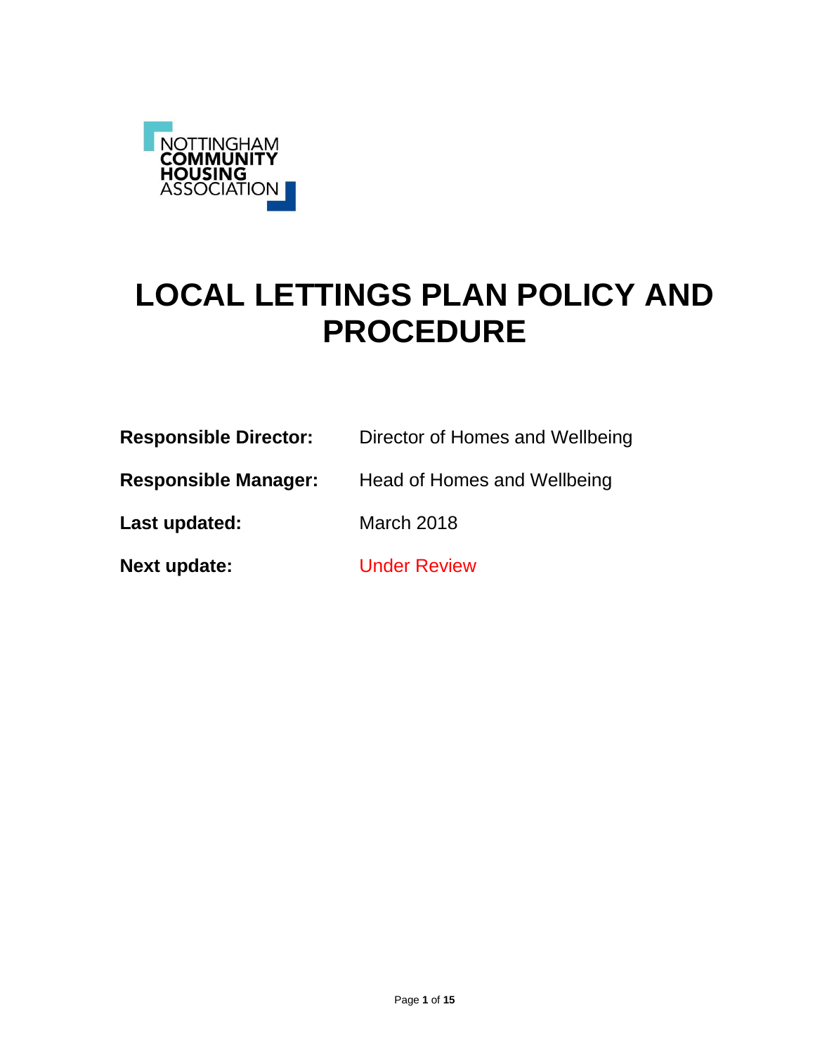NOTTINGHAM COMMUNITY HOUSING ASSOCIATION

# LOCAL LETTINGS PLAN POLICY AND PROCEDURE

**Responsible Director:** Director of Homes and Wellbeing

**Responsible Manager:** Head of Homes and Wellbeing

**Last updated:** March 2018

**Next update:** Under Review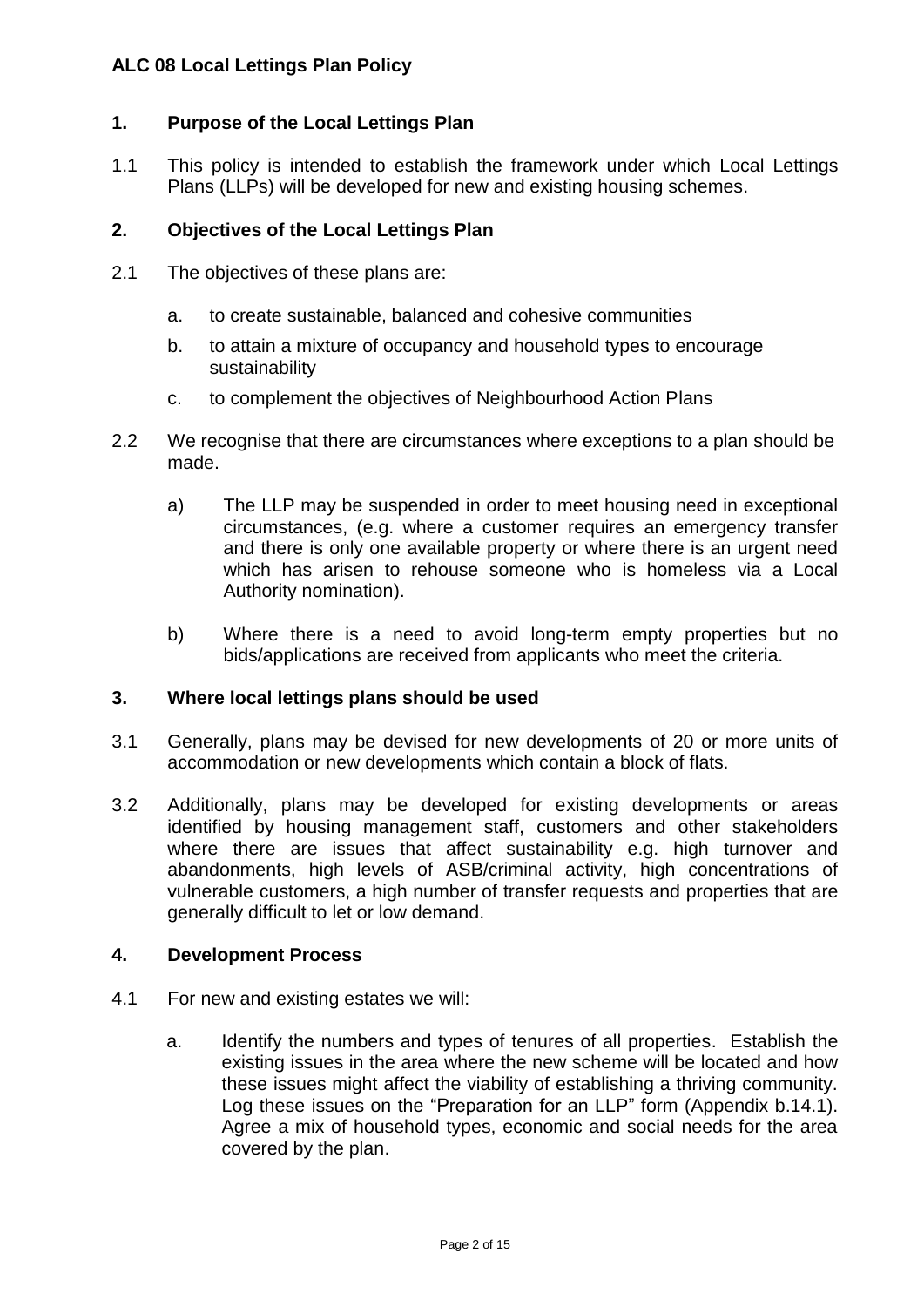## ALC 08 Local Lettings Plan Policy

### 1. Purpose of the Local Lettings Plan

1.1 This policy is intended to establish the framework under which Local Lettings Plans (LLPs) will be developed for new and existing housing schemes.

### 2. Objectives of the Local Lettings Plan

2.1 The objectives of these plans are:

a. to create sustainable, balanced and cohesive communities

b. to attain a mixture of occupancy and household types to encourage sustainability

c. to complement the objectives of Neighbourhood Action Plans

2.2 We recognise that there are circumstances where exceptions to a plan should be made.

a) The LLP may be suspended in order to meet housing need in exceptional circumstances, (e.g. where a customer requires an emergency transfer and there is only one available property or where there is an urgent need which has arisen to rehouse someone who is homeless via a Local Authority nomination).

b) Where there is a need to avoid long-term empty properties but no bids/applications are received from applicants who meet the criteria.

### 3. Where local lettings plans should be used

3.1 Generally, plans may be devised for new developments of 20 or more units of accommodation or new developments which contain a block of flats.

3.2 Additionally, plans may be developed for existing developments or areas identified by housing management staff, customers and other stakeholders where there are issues that affect sustainability e.g. high turnover and abandonments, high levels of ASB/criminal activity, high concentrations of vulnerable customers, a high number of transfer requests and properties that are generally difficult to let or low demand.

### 4. Development Process

4.1 For new and existing estates we will:

a. Identify the numbers and types of tenures of all properties. Establish the existing issues in the area where the new scheme will be located and how these issues might affect the viability of establishing a thriving community. Log these issues on the "Preparation for an LLP" form (Appendix b.14.1). Agree a mix of household types, economic and social needs for the area covered by the plan.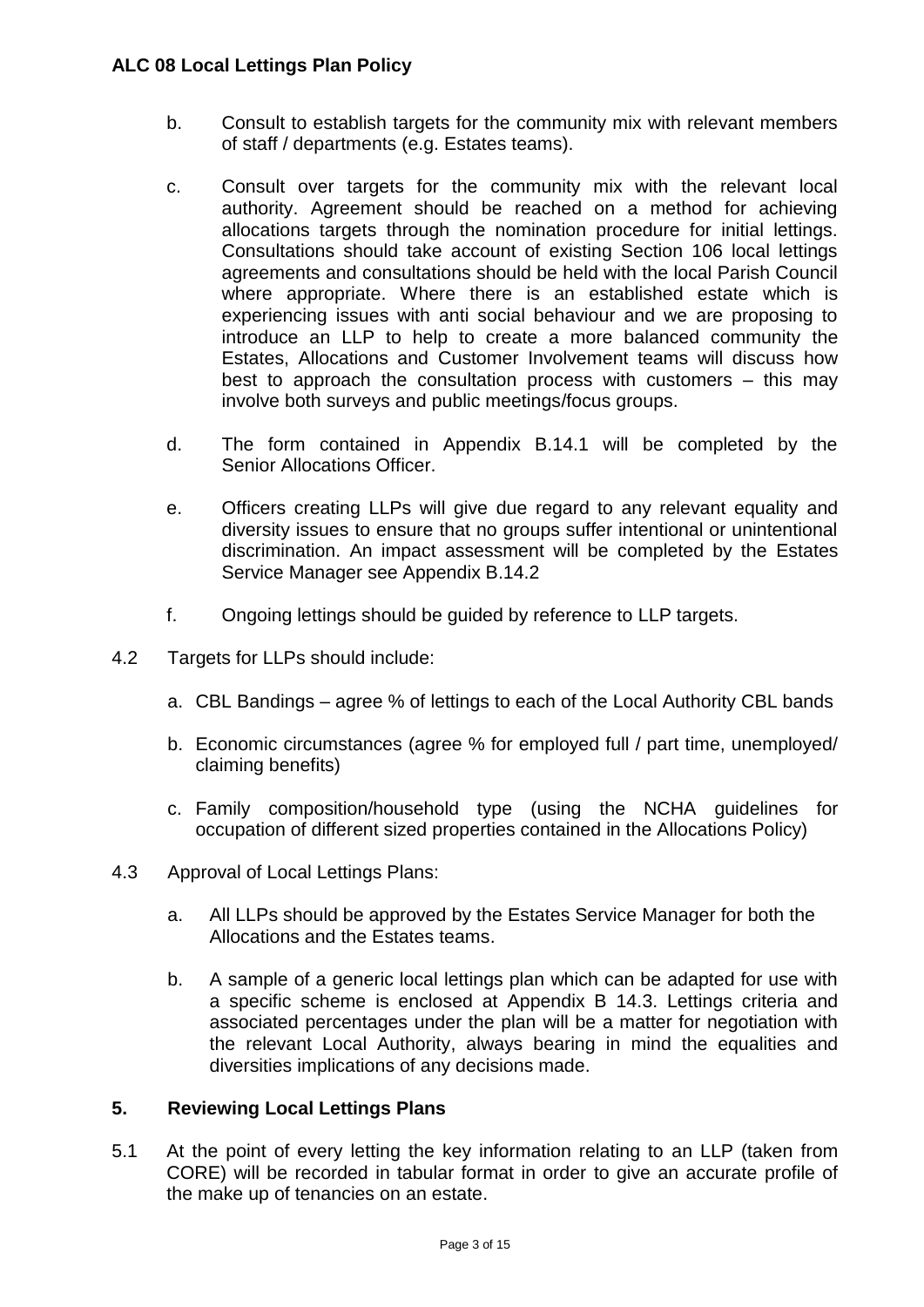b. Consult to establish targets for the community mix with relevant members of staff / departments (e.g. Estates teams).

c. Consult over targets for the community mix with the relevant local authority. Agreement should be reached on a method for achieving allocations targets through the nomination procedure for initial lettings. Consultations should take account of existing Section 106 local lettings agreements and consultations should be held with the local Parish Council where appropriate. Where there is an established estate which is experiencing issues with anti social behaviour and we are proposing to introduce an LLP to help to create a more balanced community the Estates, Allocations and Customer Involvement teams will discuss how best to approach the consultation process with customers – this may involve both surveys and public meetings/focus groups.

d. The form contained in Appendix B.14.1 will be completed by the Senior Allocations Officer.

e. Officers creating LLPs will give due regard to any relevant equality and diversity issues to ensure that no groups suffer intentional or unintentional discrimination. An impact assessment will be completed by the Estates Service Manager see Appendix B.14.2

f. Ongoing lettings should be guided by reference to LLP targets.

4.2 Targets for LLPs should include:

a. CBL Bandings – agree % of lettings to each of the Local Authority CBL bands

b. Economic circumstances (agree % for employed full / part time, unemployed/ claiming benefits)

c. Family composition/household type (using the NCHA guidelines for occupation of different sized properties contained in the Allocations Policy)

4.3 Approval of Local Lettings Plans:

a. All LLPs should be approved by the Estates Service Manager for both the Allocations and the Estates teams.

b. A sample of a generic local lettings plan which can be adapted for use with a specific scheme is enclosed at Appendix B 14.3. Lettings criteria and associated percentages under the plan will be a matter for negotiation with the relevant Local Authority, always bearing in mind the equalities and diversities implications of any decisions made.

## 5. Reviewing Local Lettings Plans

5.1 At the point of every letting the key information relating to an LLP (taken from CORE) will be recorded in tabular format in order to give an accurate profile of the make up of tenancies on an estate.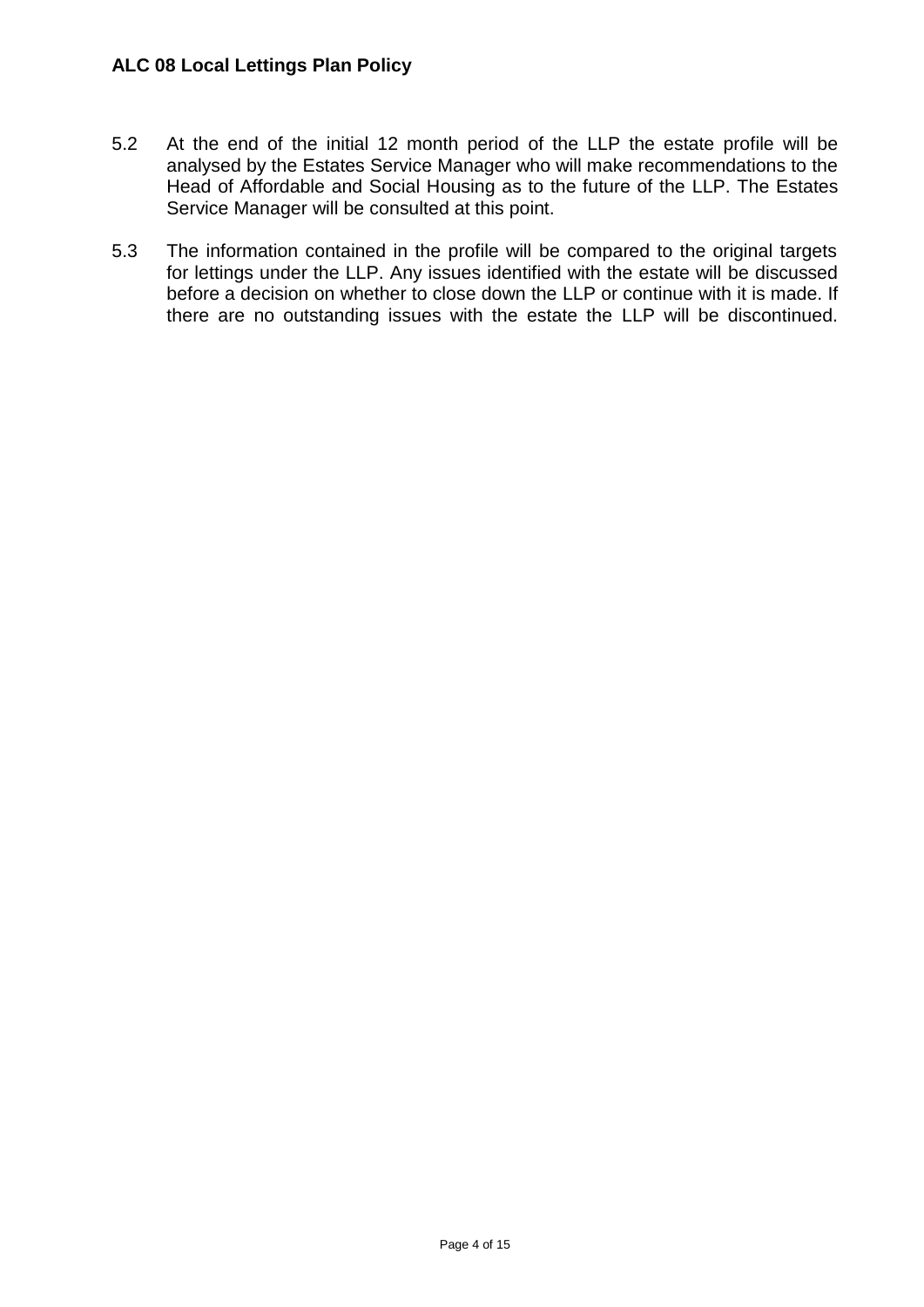5.2 At the end of the initial 12 month period of the LLP the estate profile will be analysed by the Estates Service Manager who will make recommendations to the Head of Affordable and Social Housing as to the future of the LLP. The Estates Service Manager will be consulted at this point.

5.3 The information contained in the profile will be compared to the original targets for lettings under the LLP. Any issues identified with the estate will be discussed before a decision on whether to close down the LLP or continue with it is made. If there are no outstanding issues with the estate the LLP will be discontinued.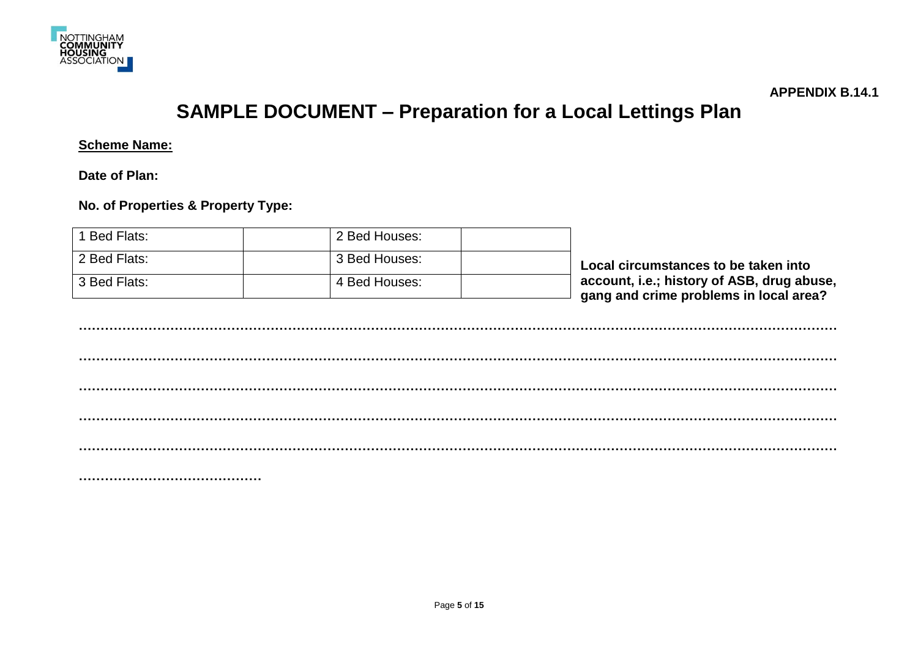**APPENDIX B.14.1**

# SAMPLE DOCUMENT – Preparation for a Local Lettings Plan

**Scheme Name:**

**Date of Plan:**

**No. of Properties & Property Type:**

| 1 Bed Flats: | | 2 Bed Houses: | |
|---|---|---|---|
| 2 Bed Flats: | | 3 Bed Houses: | |
| 3 Bed Flats: | | 4 Bed Houses: | |

**Local circumstances to be taken into account, i.e.; history of ASB, drug abuse, gang and crime problems in local area?**

……………………………………………………………………………………………………………………………………………

……………………………………………………………………………………………………………………………………………

……………………………………………………………………………………………………………………………………………

……………………………………………………………………………………………………………………………………………

……………………………………………………………………………………………………………………………………………

……………………………………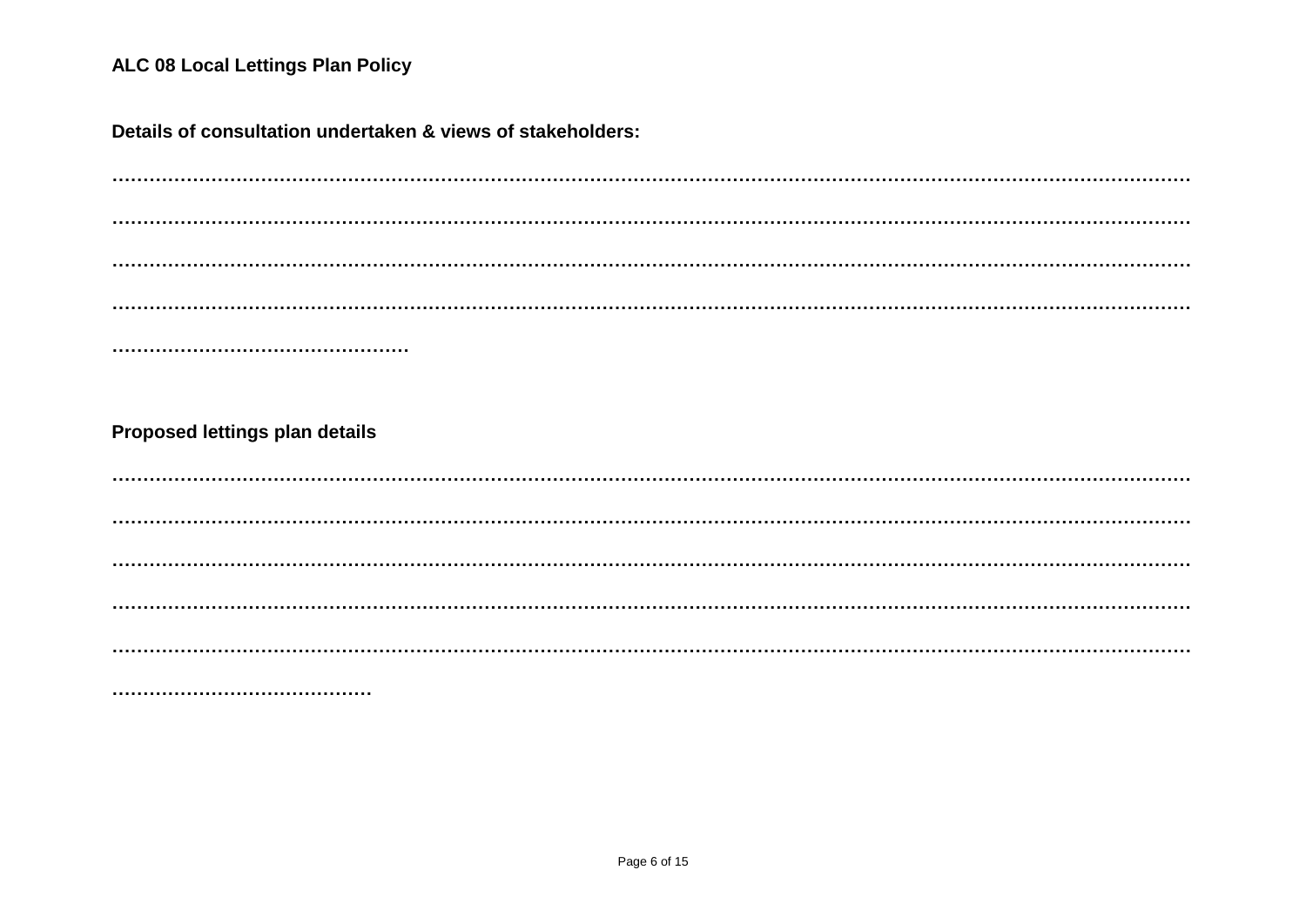**ALC 08 Local Lettings Plan Policy**

**Details of consultation undertaken & views of stakeholders:**

………………………………………………………………………………………………………………………………………………

………………………………………………………………………………………………………………………………………………

………………………………………………………………………………………………………………………………………………

………………………………………………………………………………………………………………………………………………

…………………………………………

**Proposed lettings plan details**

………………………………………………………………………………………………………………………………………………

………………………………………………………………………………………………………………………………………………

………………………………………………………………………………………………………………………………………………

………………………………………………………………………………………………………………………………………………

………………………………………………………………………………………………………………………………………………

……………………………………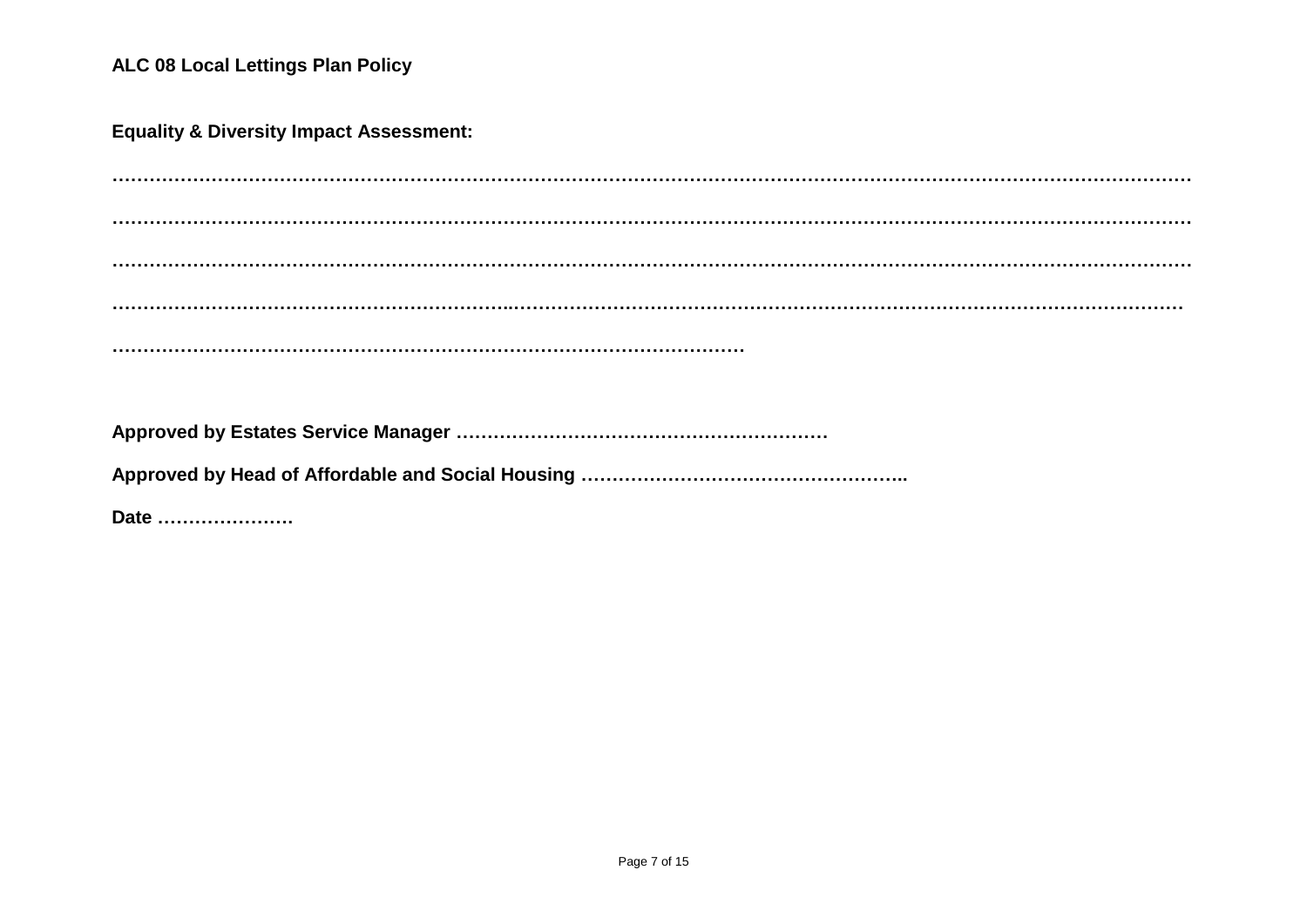**ALC 08 Local Lettings Plan Policy**

**Equality & Diversity Impact Assessment:**

………………………………………………………………………………………………………………………………………………

………………………………………………………………………………………………………………………………………………

………………………………………………………………………………………………………………………………………………

………………………………………………………………………………………………………………………………………………

………………………………………………………………………………………

**Approved by Estates Service Manager ……………………………………………………**

**Approved by Head of Affordable and Social Housing ……………………………………………..**

**Date ………………….**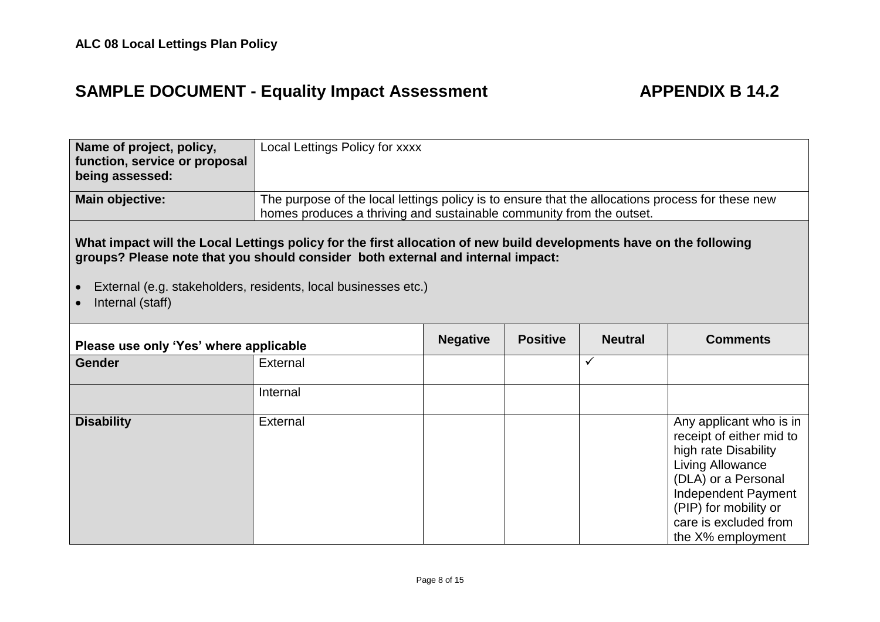**ALC 08 Local Lettings Plan Policy**

## SAMPLE DOCUMENT - Equality Impact Assessment APPENDIX B 14.2

| **Name of project, policy, function, service or proposal being assessed:** | Local Lettings Policy for xxxx |
|---|---|
| **Main objective:** | The purpose of the local lettings policy is to ensure that the allocations process for these new homes produces a thriving and sustainable community from the outset. |

**What impact will the Local Lettings policy for the first allocation of new build developments have on the following groups? Please note that you should consider both external and internal impact:**

- External (e.g. stakeholders, residents, local businesses etc.)
- Internal (staff)

| **Please use only 'Yes' where applicable** | | **Negative** | **Positive** | **Neutral** | **Comments** |
|---|---|---|---|---|---|
| **Gender** | External | | | ✓ | |
| | Internal | | | | |
| **Disability** | External | | | | Any applicant who is in receipt of either mid to high rate Disability Living Allowance (DLA) or a Personal Independent Payment (PIP) for mobility or care is excluded from the X% employment |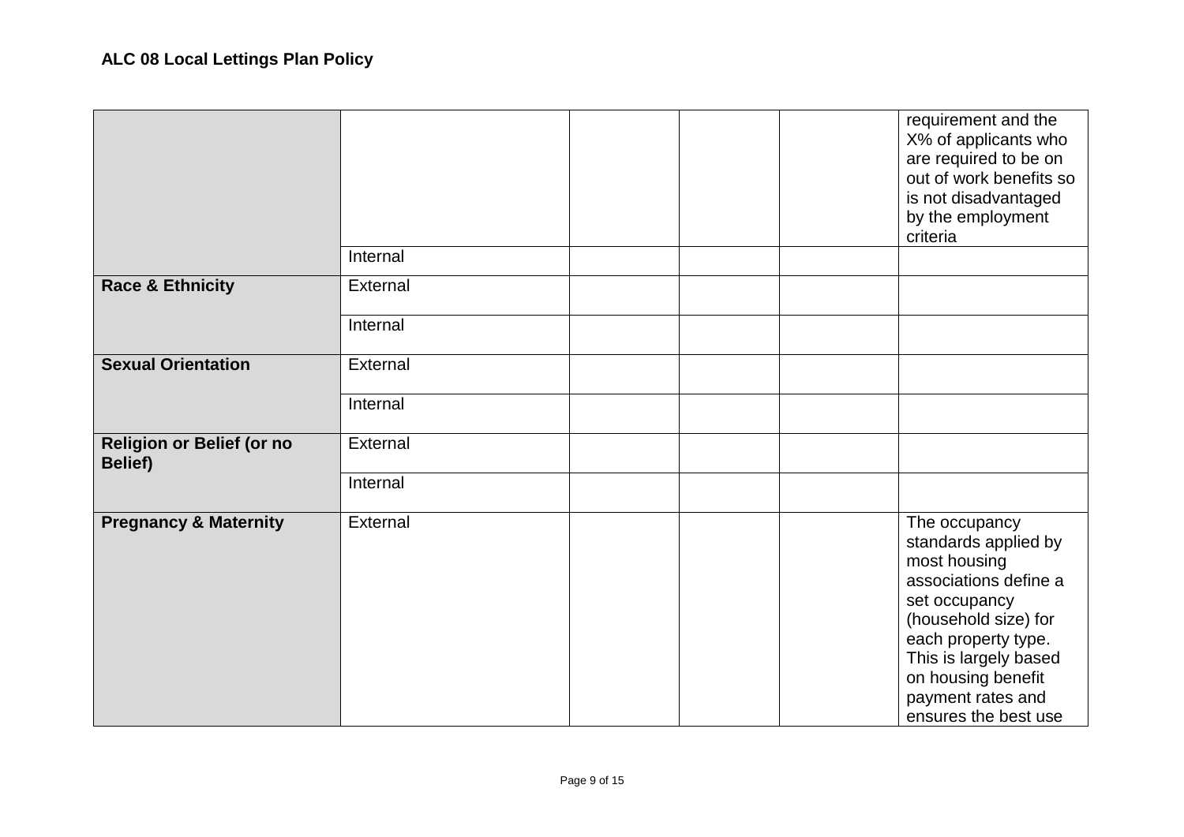| | | | | | |
|---|---|---|---|---|---|
| | | | | | requirement and the X% of applicants who are required to be on out of work benefits so is not disadvantaged by the employment criteria |
| | Internal | | | | |
| **Race & Ethnicity** | External | | | | |
| | Internal | | | | |
| **Sexual Orientation** | External | | | | |
| | Internal | | | | |
| **Religion or Belief (or no Belief)** | External | | | | |
| | Internal | | | | |
| **Pregnancy & Maternity** | External | | | | The occupancy standards applied by most housing associations define a set occupancy (household size) for each property type. This is largely based on housing benefit payment rates and ensures the best use |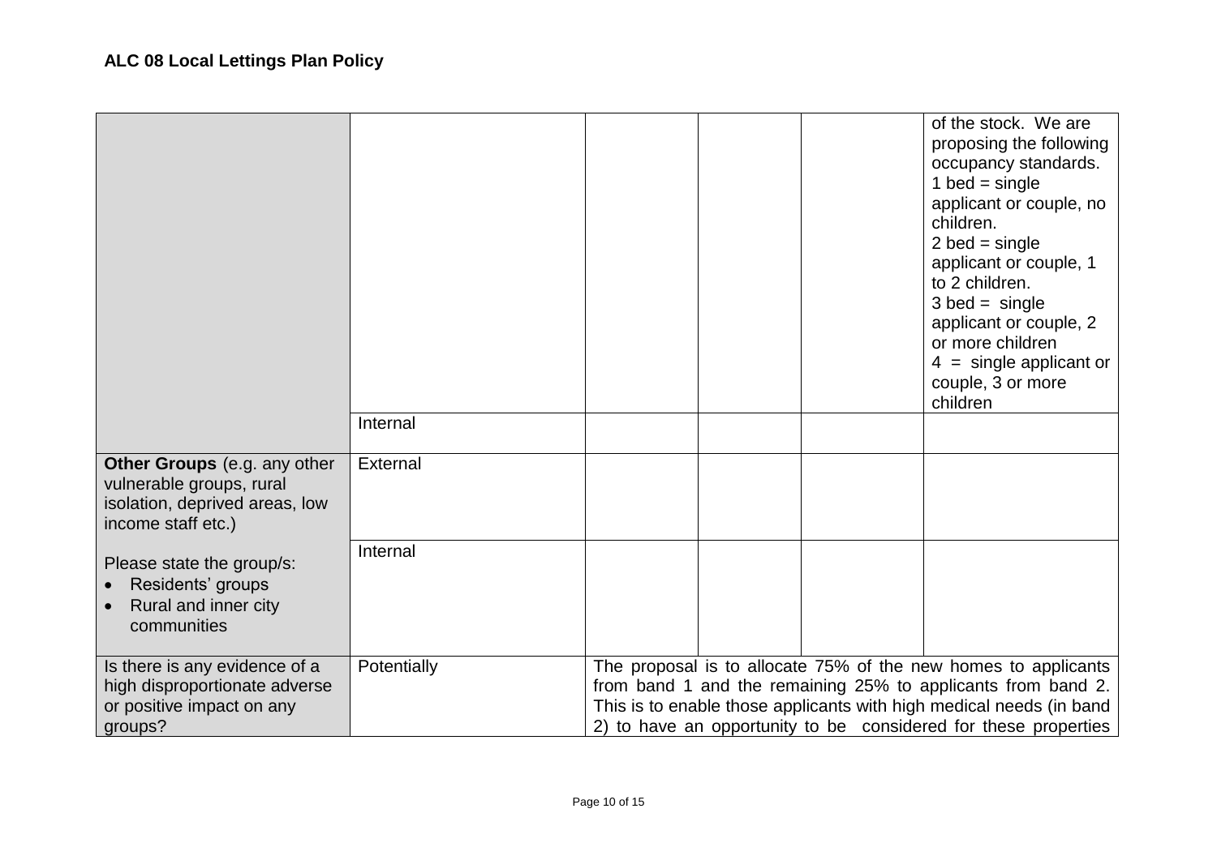## ALC 08 Local Lettings Plan Policy

| | | | | | |
|---|---|---|---|---|---|
| | | | | | of the stock. We are proposing the following occupancy standards.<br>1 bed = single applicant or couple, no children.<br>2 bed = single applicant or couple, 1 to 2 children.<br>3 bed = single applicant or couple, 2 or more children<br>4 = single applicant or couple, 3 or more children |
| | Internal | | | | |
| **Other Groups** (e.g. any other vulnerable groups, rural isolation, deprived areas, low income staff etc.)<br><br>Please state the group/s:<br>• Residents' groups<br>• Rural and inner city communities | External | | | | |
| | Internal | | | | |
| Is there is any evidence of a high disproportionate adverse or positive impact on any groups? | Potentially | The proposal is to allocate 75% of the new homes to applicants from band 1 and the remaining 25% to applicants from band 2. This is to enable those applicants with high medical needs (in band 2) to have an opportunity to be considered for these properties | | | |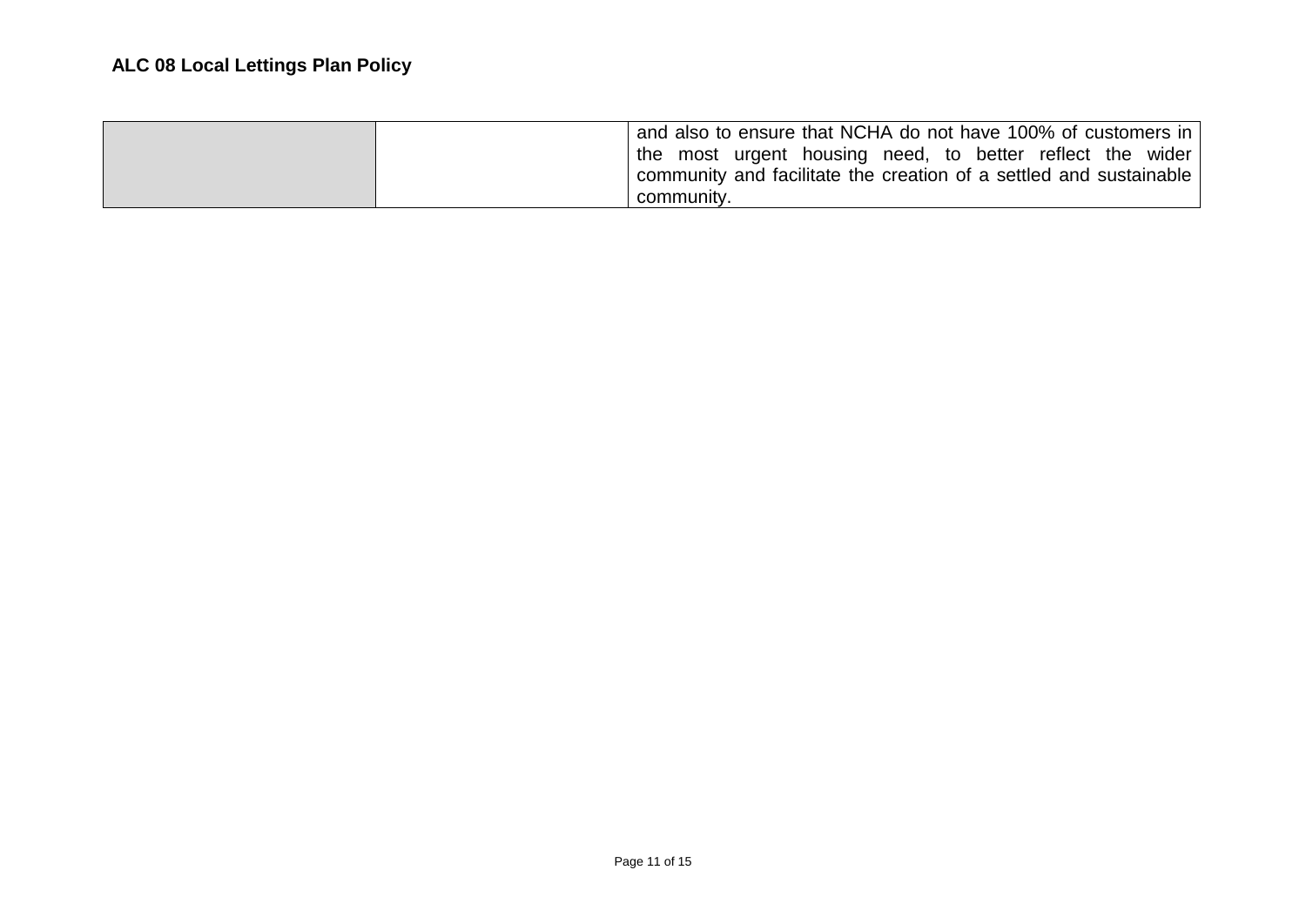| | | and also to ensure that NCHA do not have 100% of customers in the most urgent housing need, to better reflect the wider community and facilitate the creation of a settled and sustainable community. |
|---|---|---|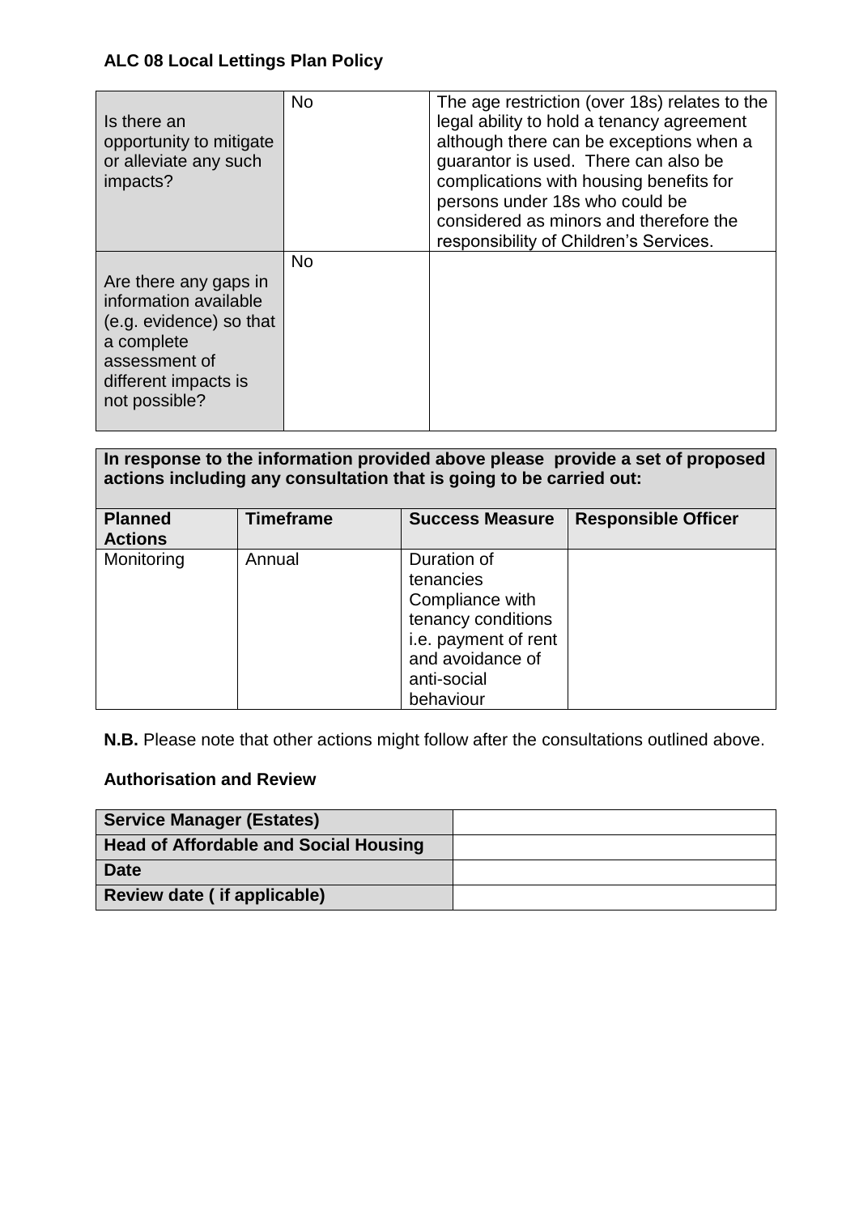**ALC 08 Local Lettings Plan Policy**

| | | |
|---|---|---|
| Is there an opportunity to mitigate or alleviate any such impacts? | No | The age restriction (over 18s) relates to the legal ability to hold a tenancy agreement although there can be exceptions when a guarantor is used. There can also be complications with housing benefits for persons under 18s who could be considered as minors and therefore the responsibility of Children's Services. |
| Are there any gaps in information available (e.g. evidence) so that a complete assessment of different impacts is not possible? | No | |

**In response to the information provided above please provide a set of proposed actions including any consultation that is going to be carried out:**

| Planned Actions | Timeframe | Success Measure | Responsible Officer |
|---|---|---|---|
| Monitoring | Annual | Duration of tenancies Compliance with tenancy conditions i.e. payment of rent and avoidance of anti-social behaviour | |

**N.B.** Please note that other actions might follow after the consultations outlined above.

**Authorisation and Review**

| | |
|---|---|
| **Service Manager (Estates)** | |
| **Head of Affordable and Social Housing** | |
| **Date** | |
| **Review date ( if applicable)** | |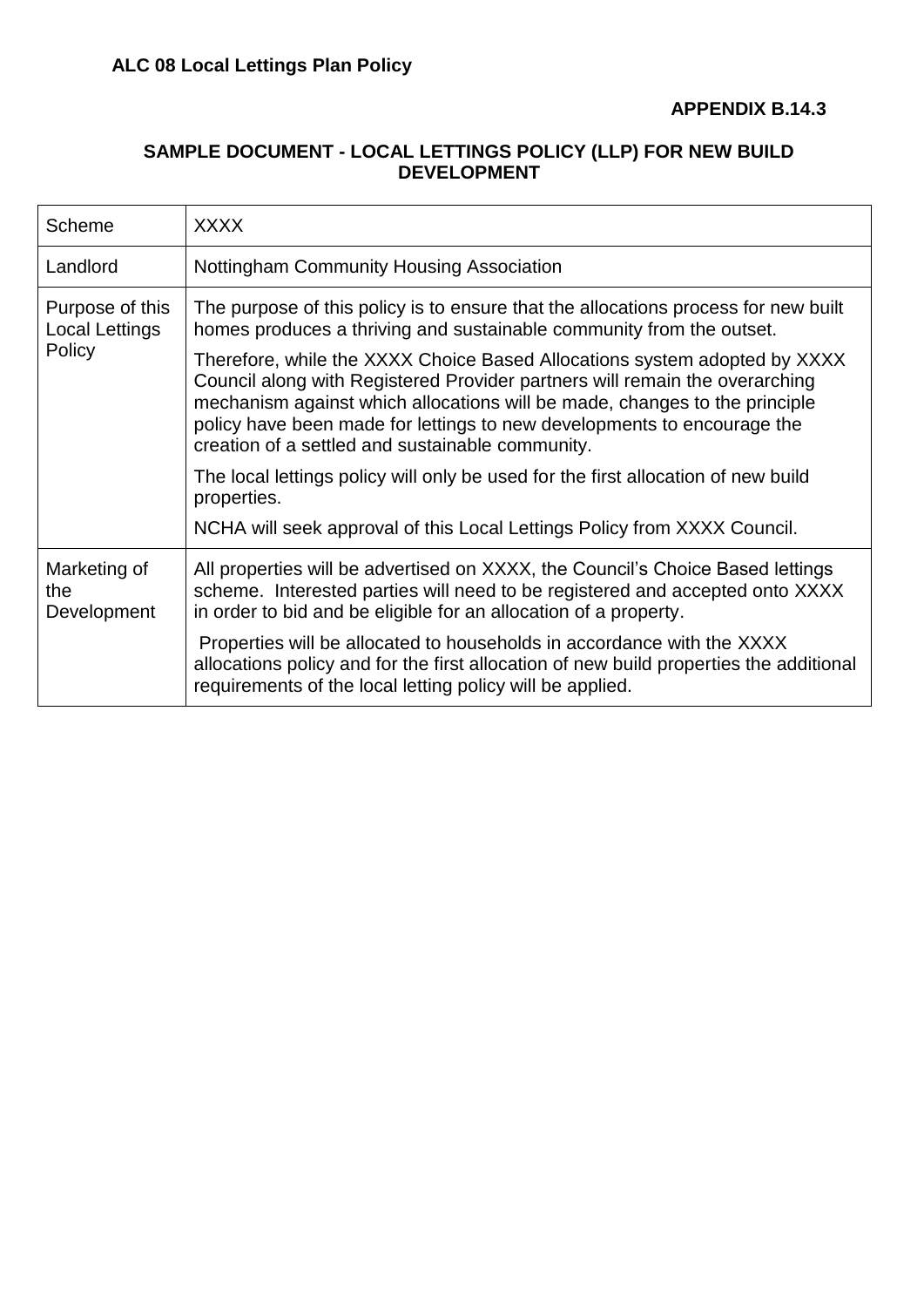**ALC 08 Local Lettings Plan Policy**

**APPENDIX B.14.3**

**SAMPLE DOCUMENT - LOCAL LETTINGS POLICY (LLP) FOR NEW BUILD DEVELOPMENT**

| Scheme | XXXX |
|---|---|
| Landlord | Nottingham Community Housing Association |
| Purpose of this Local Lettings Policy | The purpose of this policy is to ensure that the allocations process for new built homes produces a thriving and sustainable community from the outset.<br><br>Therefore, while the XXXX Choice Based Allocations system adopted by XXXX Council along with Registered Provider partners will remain the overarching mechanism against which allocations will be made, changes to the principle policy have been made for lettings to new developments to encourage the creation of a settled and sustainable community.<br><br>The local lettings policy will only be used for the first allocation of new build properties.<br><br>NCHA will seek approval of this Local Lettings Policy from XXXX Council. |
| Marketing of the Development | All properties will be advertised on XXXX, the Council's Choice Based lettings scheme. Interested parties will need to be registered and accepted onto XXXX in order to bid and be eligible for an allocation of a property.<br><br>Properties will be allocated to households in accordance with the XXXX allocations policy and for the first allocation of new build properties the additional requirements of the local letting policy will be applied. |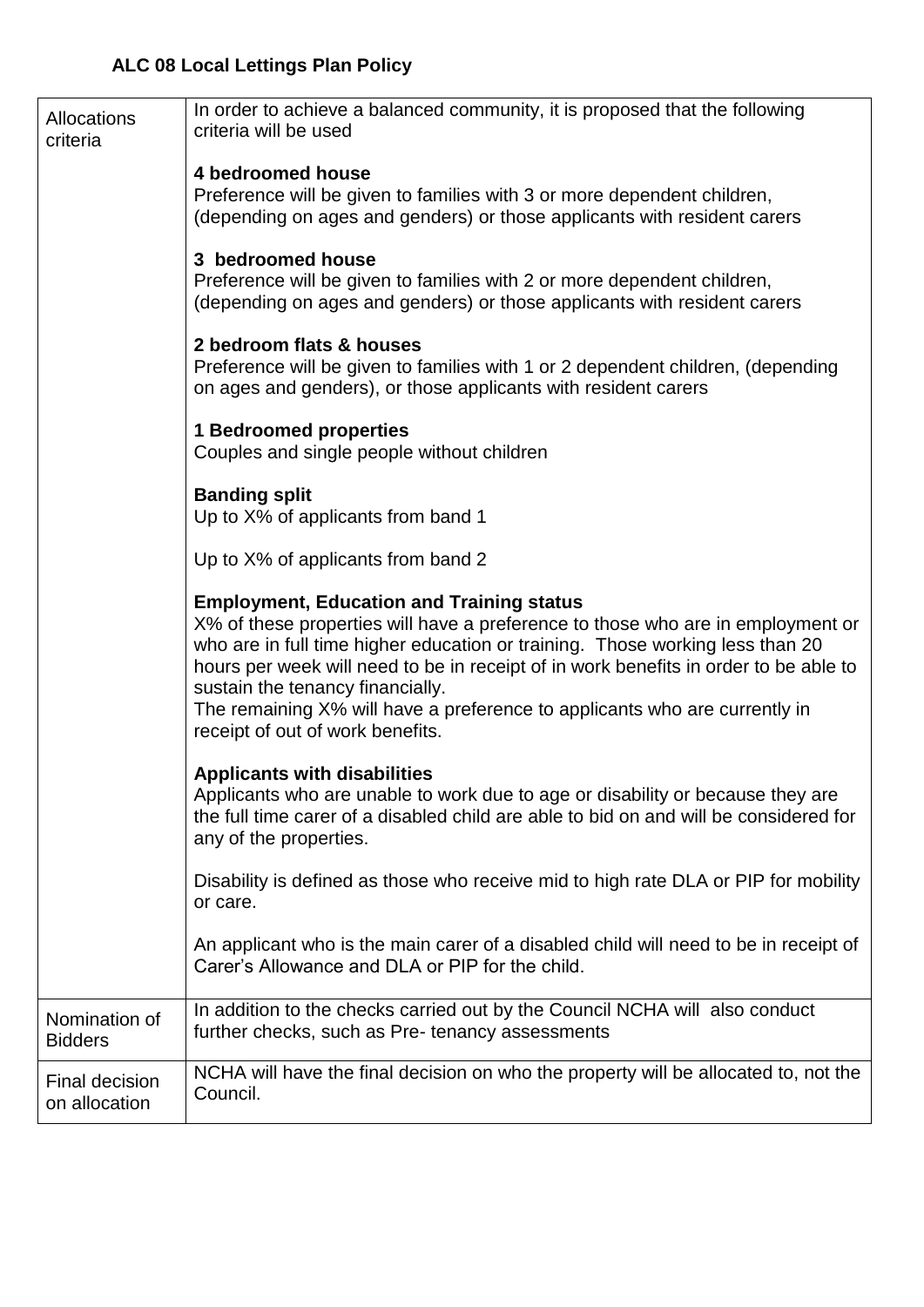## ALC 08 Local Lettings Plan Policy

| | |
|---|---|
| Allocations criteria | In order to achieve a balanced community, it is proposed that the following criteria will be used<br><br>**4 bedroomed house**<br>Preference will be given to families with 3 or more dependent children, (depending on ages and genders) or those applicants with resident carers<br><br>**3 bedroomed house**<br>Preference will be given to families with 2 or more dependent children, (depending on ages and genders) or those applicants with resident carers<br><br>**2 bedroom flats & houses**<br>Preference will be given to families with 1 or 2 dependent children, (depending on ages and genders), or those applicants with resident carers<br><br>**1 Bedroomed properties**<br>Couples and single people without children<br><br>**Banding split**<br>Up to X% of applicants from band 1<br><br>Up to X% of applicants from band 2<br><br>**Employment, Education and Training status**<br>X% of these properties will have a preference to those who are in employment or who are in full time higher education or training. Those working less than 20 hours per week will need to be in receipt of in work benefits in order to be able to sustain the tenancy financially.<br>The remaining X% will have a preference to applicants who are currently in receipt of out of work benefits.<br><br>**Applicants with disabilities**<br>Applicants who are unable to work due to age or disability or because they are the full time carer of a disabled child are able to bid on and will be considered for any of the properties.<br><br>Disability is defined as those who receive mid to high rate DLA or PIP for mobility or care.<br><br>An applicant who is the main carer of a disabled child will need to be in receipt of Carer's Allowance and DLA or PIP for the child. |
| Nomination of Bidders | In addition to the checks carried out by the Council NCHA will also conduct further checks, such as Pre- tenancy assessments |
| Final decision on allocation | NCHA will have the final decision on who the property will be allocated to, not the Council. |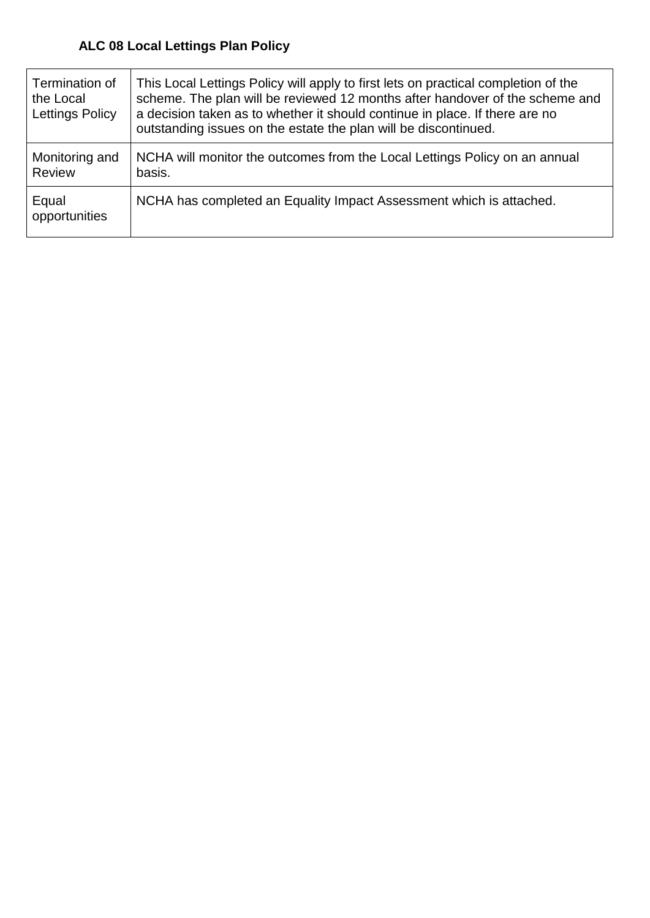**ALC 08 Local Lettings Plan Policy**

| | |
|---|---|
| Termination of the Local Lettings Policy | This Local Lettings Policy will apply to first lets on practical completion of the scheme. The plan will be reviewed 12 months after handover of the scheme and a decision taken as to whether it should continue in place. If there are no outstanding issues on the estate the plan will be discontinued. |
| Monitoring and Review | NCHA will monitor the outcomes from the Local Lettings Policy on an annual basis. |
| Equal opportunities | NCHA has completed an Equality Impact Assessment which is attached. |